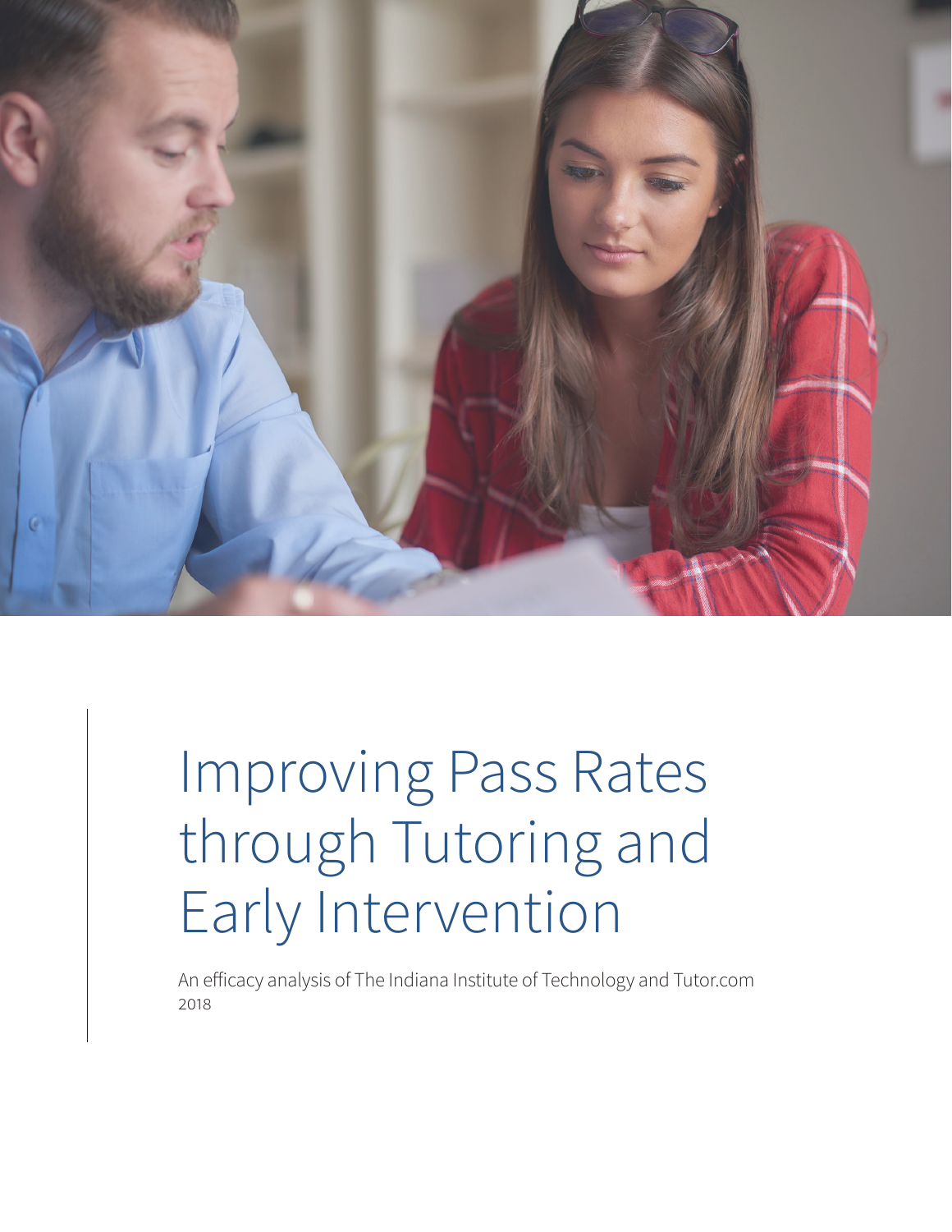# Improving Pass Rates through Tutoring and Early Intervention

An efficacy analysis of The Indiana Institute of Technology and Tutor.com

2018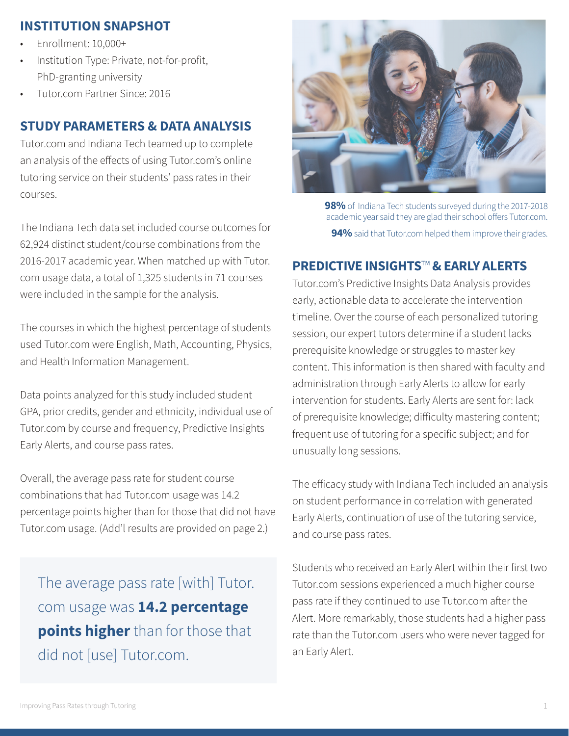## INSTITUTION SNAPSHOT

- Enrollment: 10,000+
- Institution Type: Private, not-for-profit, PhD-granting university
- Tutor.com Partner Since: 2016

## STUDY PARAMETERS & DATA ANALYSIS

Tutor.com and Indiana Tech teamed up to complete an analysis of the effects of using Tutor.com's online tutoring service on their students' pass rates in their courses.

The Indiana Tech data set included course outcomes for 62,924 distinct student/course combinations from the 2016-2017 academic year. When matched up with Tutor.com usage data, a total of 1,325 students in 71 courses were included in the sample for the analysis.

The courses in which the highest percentage of students used Tutor.com were English, Math, Accounting, Physics, and Health Information Management.

Data points analyzed for this study included student GPA, prior credits, gender and ethnicity, individual use of Tutor.com by course and frequency, Predictive Insights Early Alerts, and course pass rates.

Overall, the average pass rate for student course combinations that had Tutor.com usage was 14.2 percentage points higher than for those that did not have Tutor.com usage. (Add'l results are provided on page 2.)

> The average pass rate [with] Tutor.com usage was **14.2 percentage points higher** than for those that did not [use] Tutor.com.

**98%** of Indiana Tech students surveyed during the 2017-2018 academic year said they are glad their school offers Tutor.com.

**94%** said that Tutor.com helped them improve their grades.

## PREDICTIVE INSIGHTS™ & EARLY ALERTS

Tutor.com's Predictive Insights Data Analysis provides early, actionable data to accelerate the intervention timeline. Over the course of each personalized tutoring session, our expert tutors determine if a student lacks prerequisite knowledge or struggles to master key content. This information is then shared with faculty and administration through Early Alerts to allow for early intervention for students. Early Alerts are sent for: lack of prerequisite knowledge; difficulty mastering content; frequent use of tutoring for a specific subject; and for unusually long sessions.

The efficacy study with Indiana Tech included an analysis on student performance in correlation with generated Early Alerts, continuation of use of the tutoring service, and course pass rates.

Students who received an Early Alert within their first two Tutor.com sessions experienced a much higher course pass rate if they continued to use Tutor.com after the Alert. More remarkably, those students had a higher pass rate than the Tutor.com users who were never tagged for an Early Alert.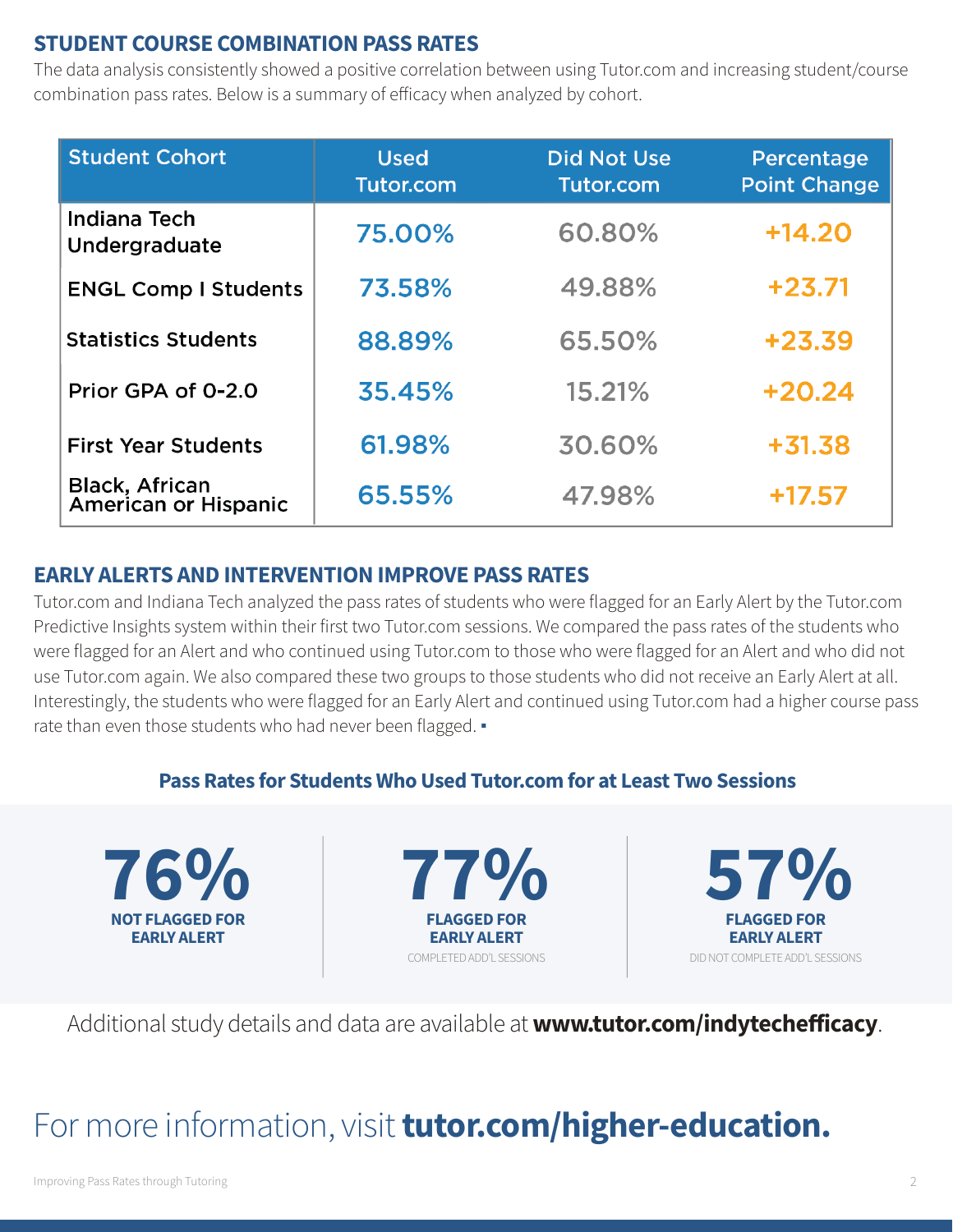## STUDENT COURSE COMBINATION PASS RATES

The data analysis consistently showed a positive correlation between using Tutor.com and increasing student/course combination pass rates. Below is a summary of efficacy when analyzed by cohort.

| Student Cohort | Used Tutor.com | Did Not Use Tutor.com | Percentage Point Change |
|---|---|---|---|
| Indiana Tech Undergraduate | 75.00% | 60.80% | +14.20 |
| ENGL Comp I Students | 73.58% | 49.88% | +23.71 |
| Statistics Students | 88.89% | 65.50% | +23.39 |
| Prior GPA of 0-2.0 | 35.45% | 15.21% | +20.24 |
| First Year Students | 61.98% | 30.60% | +31.38 |
| Black, African American or Hispanic | 65.55% | 47.98% | +17.57 |

## EARLY ALERTS AND INTERVENTION IMPROVE PASS RATES

Tutor.com and Indiana Tech analyzed the pass rates of students who were flagged for an Early Alert by the Tutor.com Predictive Insights system within their first two Tutor.com sessions. We compared the pass rates of the students who were flagged for an Alert and who continued using Tutor.com to those who were flagged for an Alert and who did not use Tutor.com again. We also compared these two groups to those students who did not receive an Early Alert at all. Interestingly, the students who were flagged for an Early Alert and continued using Tutor.com had a higher course pass rate than even those students who had never been flagged. ▪

### Pass Rates for Students Who Used Tutor.com for at Least Two Sessions

**76%**
NOT FLAGGED FOR EARLY ALERT

**77%**
FLAGGED FOR EARLY ALERT
COMPLETED ADD'L SESSIONS

**57%**
FLAGGED FOR EARLY ALERT
DID NOT COMPLETE ADD'L SESSIONS

Additional study details and data are available at **www.tutor.com/indytechefficacy**.

For more information, visit **tutor.com/higher-education.**